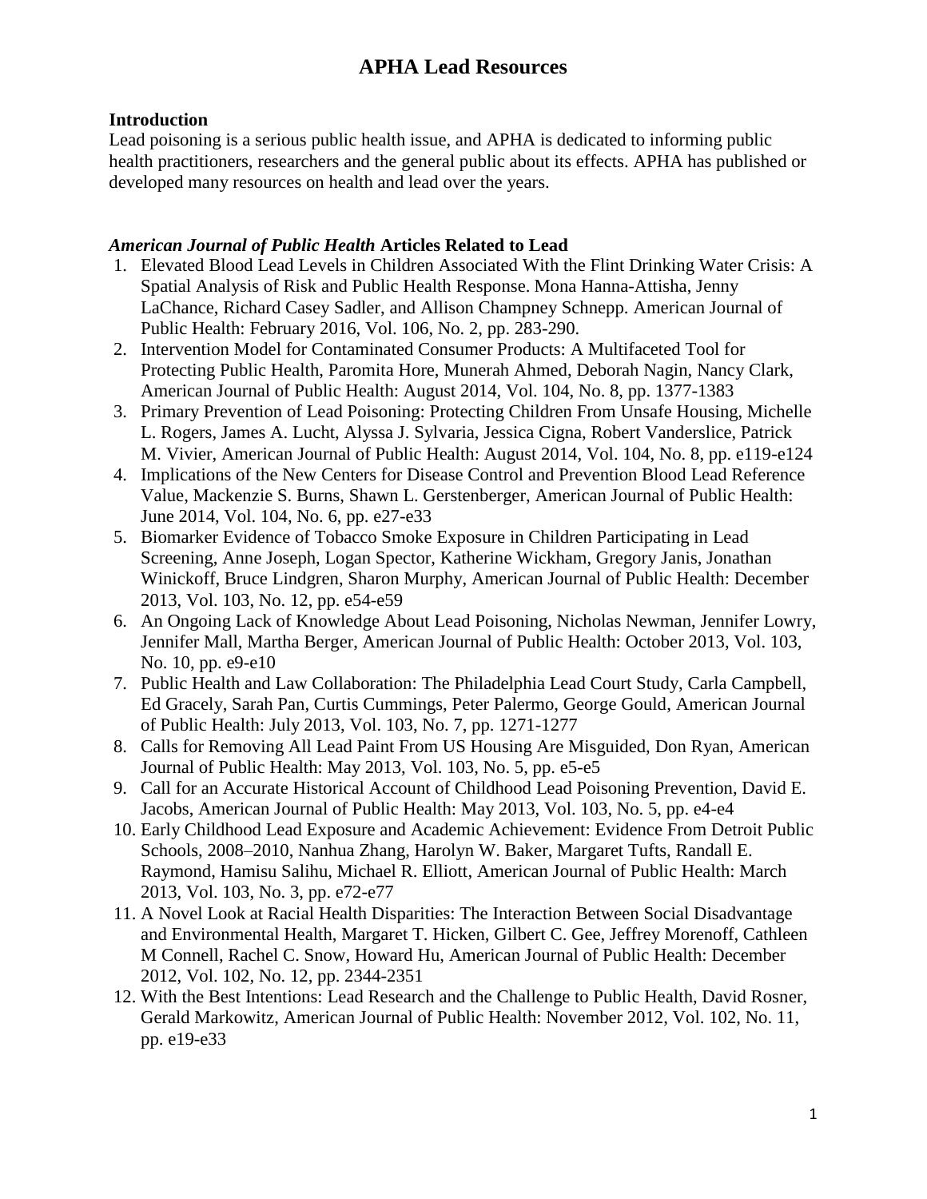# APHA Lead Resources

## Introduction

Lead poisoning is a serious public health issue, and APHA is dedicated to informing public health practitioners, researchers and the general public about its effects. APHA has published or developed many resources on health and lead over the years.

## *American Journal of Public Health* Articles Related to Lead

1. Elevated Blood Lead Levels in Children Associated With the Flint Drinking Water Crisis: A Spatial Analysis of Risk and Public Health Response. Mona Hanna-Attisha, Jenny LaChance, Richard Casey Sadler, and Allison Champney Schnepp. American Journal of Public Health: February 2016, Vol. 106, No. 2, pp. 283-290.
2. Intervention Model for Contaminated Consumer Products: A Multifaceted Tool for Protecting Public Health, Paromita Hore, Munerah Ahmed, Deborah Nagin, Nancy Clark, American Journal of Public Health: August 2014, Vol. 104, No. 8, pp. 1377-1383
3. Primary Prevention of Lead Poisoning: Protecting Children From Unsafe Housing, Michelle L. Rogers, James A. Lucht, Alyssa J. Sylvaria, Jessica Cigna, Robert Vanderslice, Patrick M. Vivier, American Journal of Public Health: August 2014, Vol. 104, No. 8, pp. e119-e124
4. Implications of the New Centers for Disease Control and Prevention Blood Lead Reference Value, Mackenzie S. Burns, Shawn L. Gerstenberger, American Journal of Public Health: June 2014, Vol. 104, No. 6, pp. e27-e33
5. Biomarker Evidence of Tobacco Smoke Exposure in Children Participating in Lead Screening, Anne Joseph, Logan Spector, Katherine Wickham, Gregory Janis, Jonathan Winickoff, Bruce Lindgren, Sharon Murphy, American Journal of Public Health: December 2013, Vol. 103, No. 12, pp. e54-e59
6. An Ongoing Lack of Knowledge About Lead Poisoning, Nicholas Newman, Jennifer Lowry, Jennifer Mall, Martha Berger, American Journal of Public Health: October 2013, Vol. 103, No. 10, pp. e9-e10
7. Public Health and Law Collaboration: The Philadelphia Lead Court Study, Carla Campbell, Ed Gracely, Sarah Pan, Curtis Cummings, Peter Palermo, George Gould, American Journal of Public Health: July 2013, Vol. 103, No. 7, pp. 1271-1277
8. Calls for Removing All Lead Paint From US Housing Are Misguided, Don Ryan, American Journal of Public Health: May 2013, Vol. 103, No. 5, pp. e5-e5
9. Call for an Accurate Historical Account of Childhood Lead Poisoning Prevention, David E. Jacobs, American Journal of Public Health: May 2013, Vol. 103, No. 5, pp. e4-e4
10. Early Childhood Lead Exposure and Academic Achievement: Evidence From Detroit Public Schools, 2008–2010, Nanhua Zhang, Harolyn W. Baker, Margaret Tufts, Randall E. Raymond, Hamisu Salihu, Michael R. Elliott, American Journal of Public Health: March 2013, Vol. 103, No. 3, pp. e72-e77
11. A Novel Look at Racial Health Disparities: The Interaction Between Social Disadvantage and Environmental Health, Margaret T. Hicken, Gilbert C. Gee, Jeffrey Morenoff, Cathleen M Connell, Rachel C. Snow, Howard Hu, American Journal of Public Health: December 2012, Vol. 102, No. 12, pp. 2344-2351
12. With the Best Intentions: Lead Research and the Challenge to Public Health, David Rosner, Gerald Markowitz, American Journal of Public Health: November 2012, Vol. 102, No. 11, pp. e19-e33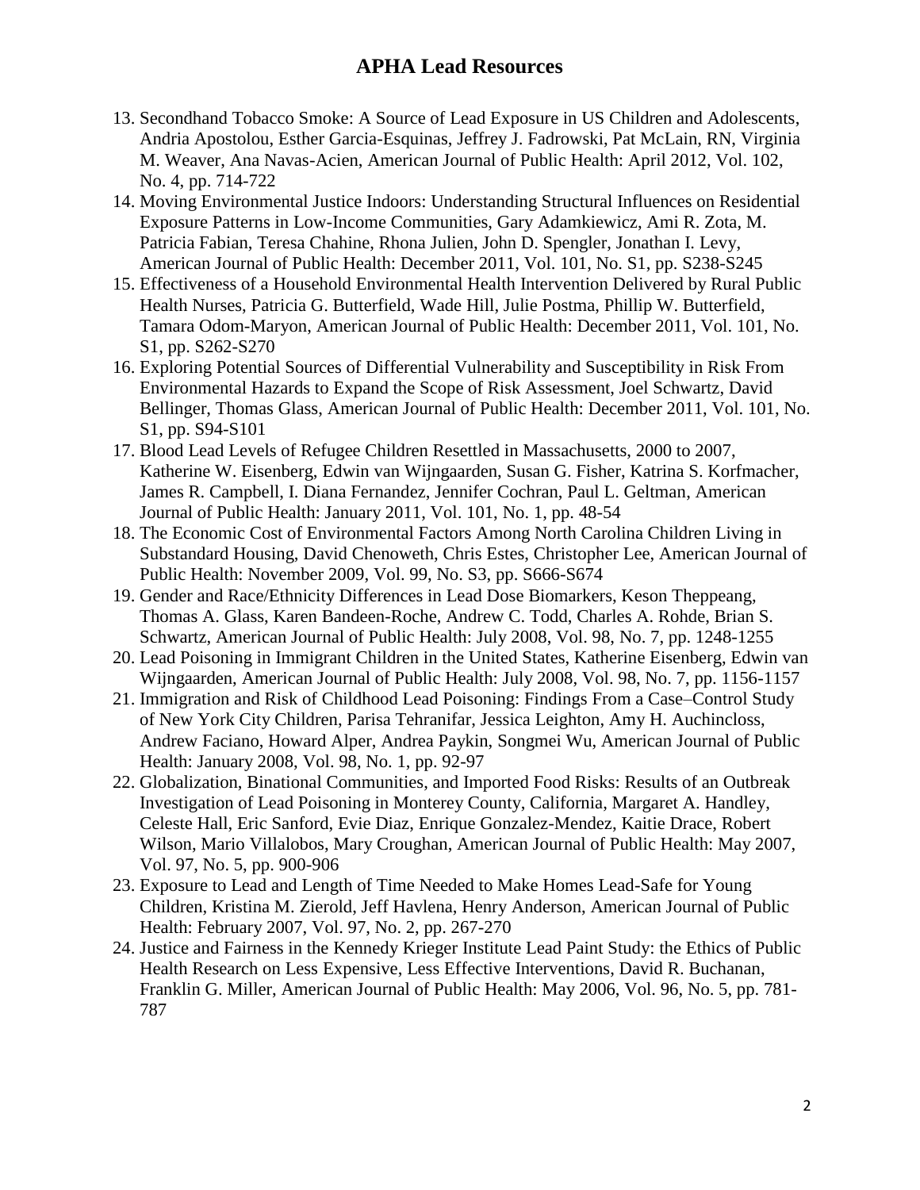# APHA Lead Resources

13. Secondhand Tobacco Smoke: A Source of Lead Exposure in US Children and Adolescents, Andria Apostolou, Esther Garcia-Esquinas, Jeffrey J. Fadrowski, Pat McLain, RN, Virginia M. Weaver, Ana Navas-Acien, American Journal of Public Health: April 2012, Vol. 102, No. 4, pp. 714-722
14. Moving Environmental Justice Indoors: Understanding Structural Influences on Residential Exposure Patterns in Low-Income Communities, Gary Adamkiewicz, Ami R. Zota, M. Patricia Fabian, Teresa Chahine, Rhona Julien, John D. Spengler, Jonathan I. Levy, American Journal of Public Health: December 2011, Vol. 101, No. S1, pp. S238-S245
15. Effectiveness of a Household Environmental Health Intervention Delivered by Rural Public Health Nurses, Patricia G. Butterfield, Wade Hill, Julie Postma, Phillip W. Butterfield, Tamara Odom-Maryon, American Journal of Public Health: December 2011, Vol. 101, No. S1, pp. S262-S270
16. Exploring Potential Sources of Differential Vulnerability and Susceptibility in Risk From Environmental Hazards to Expand the Scope of Risk Assessment, Joel Schwartz, David Bellinger, Thomas Glass, American Journal of Public Health: December 2011, Vol. 101, No. S1, pp. S94-S101
17. Blood Lead Levels of Refugee Children Resettled in Massachusetts, 2000 to 2007, Katherine W. Eisenberg, Edwin van Wijngaarden, Susan G. Fisher, Katrina S. Korfmacher, James R. Campbell, I. Diana Fernandez, Jennifer Cochran, Paul L. Geltman, American Journal of Public Health: January 2011, Vol. 101, No. 1, pp. 48-54
18. The Economic Cost of Environmental Factors Among North Carolina Children Living in Substandard Housing, David Chenoweth, Chris Estes, Christopher Lee, American Journal of Public Health: November 2009, Vol. 99, No. S3, pp. S666-S674
19. Gender and Race/Ethnicity Differences in Lead Dose Biomarkers, Keson Theppeang, Thomas A. Glass, Karen Bandeen-Roche, Andrew C. Todd, Charles A. Rohde, Brian S. Schwartz, American Journal of Public Health: July 2008, Vol. 98, No. 7, pp. 1248-1255
20. Lead Poisoning in Immigrant Children in the United States, Katherine Eisenberg, Edwin van Wijngaarden, American Journal of Public Health: July 2008, Vol. 98, No. 7, pp. 1156-1157
21. Immigration and Risk of Childhood Lead Poisoning: Findings From a Case–Control Study of New York City Children, Parisa Tehranifar, Jessica Leighton, Amy H. Auchincloss, Andrew Faciano, Howard Alper, Andrea Paykin, Songmei Wu, American Journal of Public Health: January 2008, Vol. 98, No. 1, pp. 92-97
22. Globalization, Binational Communities, and Imported Food Risks: Results of an Outbreak Investigation of Lead Poisoning in Monterey County, California, Margaret A. Handley, Celeste Hall, Eric Sanford, Evie Diaz, Enrique Gonzalez-Mendez, Kaitie Drace, Robert Wilson, Mario Villalobos, Mary Croughan, American Journal of Public Health: May 2007, Vol. 97, No. 5, pp. 900-906
23. Exposure to Lead and Length of Time Needed to Make Homes Lead-Safe for Young Children, Kristina M. Zierold, Jeff Havlena, Henry Anderson, American Journal of Public Health: February 2007, Vol. 97, No. 2, pp. 267-270
24. Justice and Fairness in the Kennedy Krieger Institute Lead Paint Study: the Ethics of Public Health Research on Less Expensive, Less Effective Interventions, David R. Buchanan, Franklin G. Miller, American Journal of Public Health: May 2006, Vol. 96, No. 5, pp. 781-787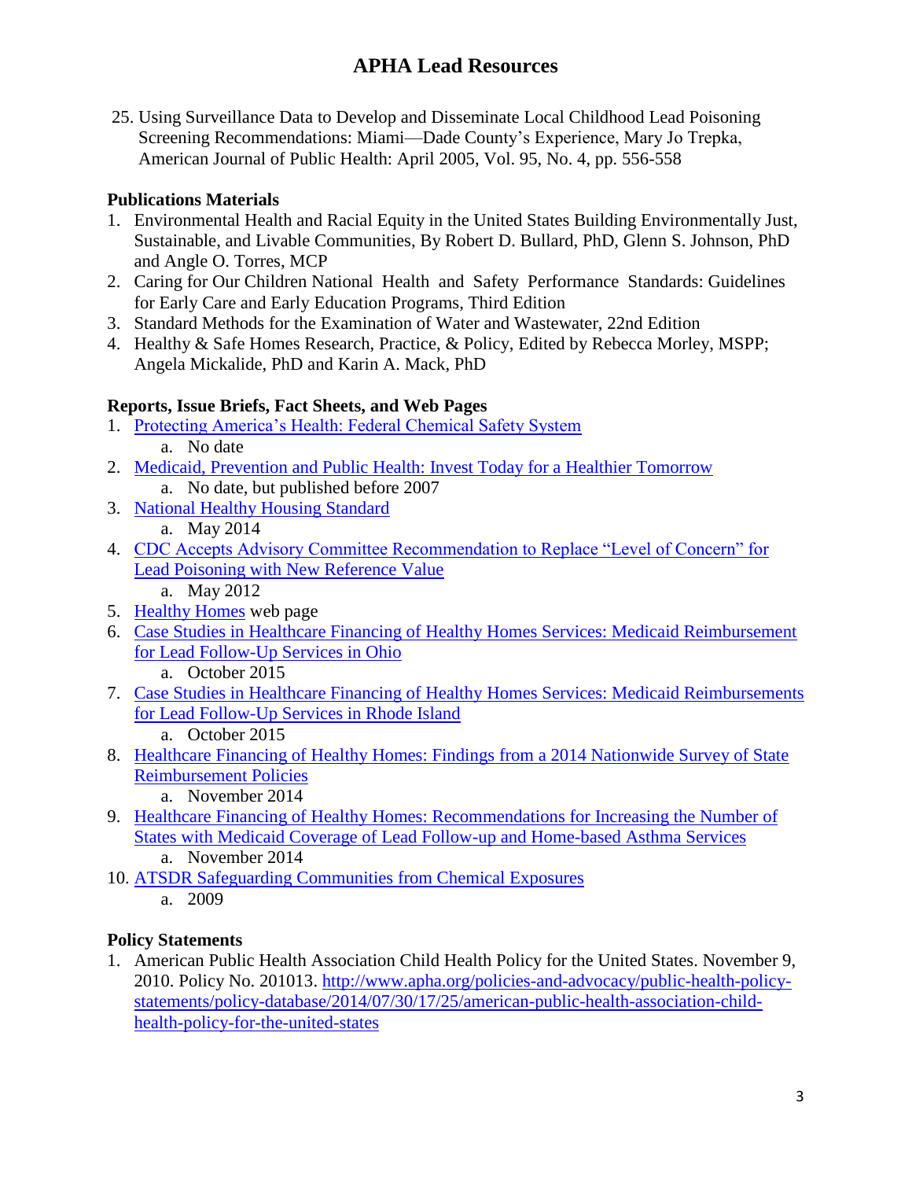25. Using Surveillance Data to Develop and Disseminate Local Childhood Lead Poisoning Screening Recommendations: Miami—Dade County's Experience, Mary Jo Trepka, American Journal of Public Health: April 2005, Vol. 95, No. 4, pp. 556-558

**Publications Materials**

1. Environmental Health and Racial Equity in the United States Building Environmentally Just, Sustainable, and Livable Communities, By Robert D. Bullard, PhD, Glenn S. Johnson, PhD and Angle O. Torres, MCP
2. Caring for Our Children National Health and Safety Performance Standards: Guidelines for Early Care and Early Education Programs, Third Edition
3. Standard Methods for the Examination of Water and Wastewater, 22nd Edition
4. Healthy & Safe Homes Research, Practice, & Policy, Edited by Rebecca Morley, MSPP; Angela Mickalide, PhD and Karin A. Mack, PhD

**Reports, Issue Briefs, Fact Sheets, and Web Pages**

1. Protecting America's Health: Federal Chemical Safety System
   a. No date
2. Medicaid, Prevention and Public Health: Invest Today for a Healthier Tomorrow
   a. No date, but published before 2007
3. National Healthy Housing Standard
   a. May 2014
4. CDC Accepts Advisory Committee Recommendation to Replace "Level of Concern" for Lead Poisoning with New Reference Value
   a. May 2012
5. Healthy Homes web page
6. Case Studies in Healthcare Financing of Healthy Homes Services: Medicaid Reimbursement for Lead Follow-Up Services in Ohio
   a. October 2015
7. Case Studies in Healthcare Financing of Healthy Homes Services: Medicaid Reimbursements for Lead Follow-Up Services in Rhode Island
   a. October 2015
8. Healthcare Financing of Healthy Homes: Findings from a 2014 Nationwide Survey of State Reimbursement Policies
   a. November 2014
9. Healthcare Financing of Healthy Homes: Recommendations for Increasing the Number of States with Medicaid Coverage of Lead Follow-up and Home-based Asthma Services
   a. November 2014
10. ATSDR Safeguarding Communities from Chemical Exposures
    a. 2009

**Policy Statements**

1. American Public Health Association Child Health Policy for the United States. November 9, 2010. Policy No. 201013. http://www.apha.org/policies-and-advocacy/public-health-policy-statements/policy-database/2014/07/30/17/25/american-public-health-association-child-health-policy-for-the-united-states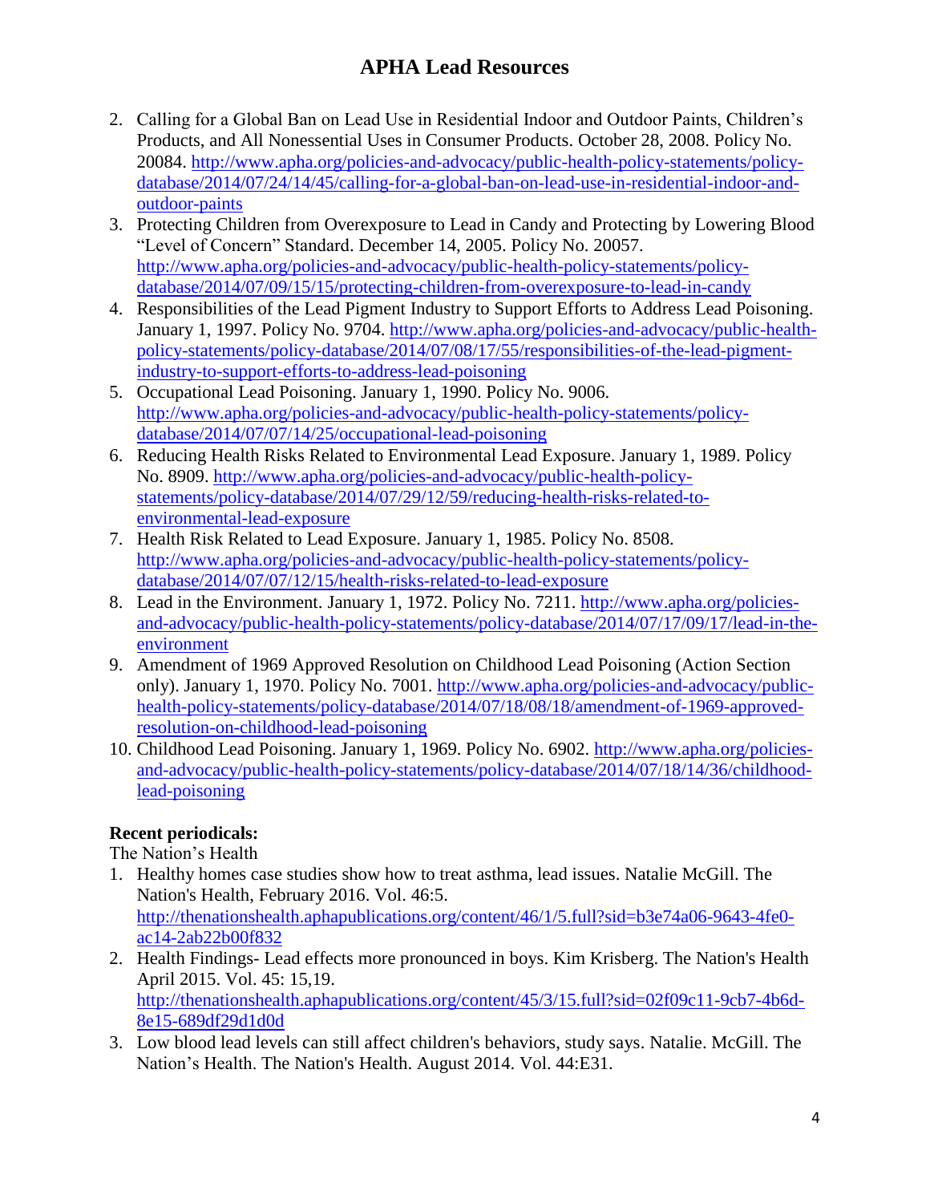# APHA Lead Resources

2. Calling for a Global Ban on Lead Use in Residential Indoor and Outdoor Paints, Children's Products, and All Nonessential Uses in Consumer Products. October 28, 2008. Policy No. 20084. http://www.apha.org/policies-and-advocacy/public-health-policy-statements/policy-database/2014/07/24/14/45/calling-for-a-global-ban-on-lead-use-in-residential-indoor-and-outdoor-paints
3. Protecting Children from Overexposure to Lead in Candy and Protecting by Lowering Blood "Level of Concern" Standard. December 14, 2005. Policy No. 20057. http://www.apha.org/policies-and-advocacy/public-health-policy-statements/policy-database/2014/07/09/15/15/protecting-children-from-overexposure-to-lead-in-candy
4. Responsibilities of the Lead Pigment Industry to Support Efforts to Address Lead Poisoning. January 1, 1997. Policy No. 9704. http://www.apha.org/policies-and-advocacy/public-health-policy-statements/policy-database/2014/07/08/17/55/responsibilities-of-the-lead-pigment-industry-to-support-efforts-to-address-lead-poisoning
5. Occupational Lead Poisoning. January 1, 1990. Policy No. 9006. http://www.apha.org/policies-and-advocacy/public-health-policy-statements/policy-database/2014/07/07/14/25/occupational-lead-poisoning
6. Reducing Health Risks Related to Environmental Lead Exposure. January 1, 1989. Policy No. 8909. http://www.apha.org/policies-and-advocacy/public-health-policy-statements/policy-database/2014/07/29/12/59/reducing-health-risks-related-to-environmental-lead-exposure
7. Health Risk Related to Lead Exposure. January 1, 1985. Policy No. 8508. http://www.apha.org/policies-and-advocacy/public-health-policy-statements/policy-database/2014/07/07/12/15/health-risks-related-to-lead-exposure
8. Lead in the Environment. January 1, 1972. Policy No. 7211. http://www.apha.org/policies-and-advocacy/public-health-policy-statements/policy-database/2014/07/17/09/17/lead-in-the-environment
9. Amendment of 1969 Approved Resolution on Childhood Lead Poisoning (Action Section only). January 1, 1970. Policy No. 7001. http://www.apha.org/policies-and-advocacy/public-health-policy-statements/policy-database/2014/07/18/08/18/amendment-of-1969-approved-resolution-on-childhood-lead-poisoning
10. Childhood Lead Poisoning. January 1, 1969. Policy No. 6902. http://www.apha.org/policies-and-advocacy/public-health-policy-statements/policy-database/2014/07/18/14/36/childhood-lead-poisoning

**Recent periodicals:**

The Nation's Health

1. Healthy homes case studies show how to treat asthma, lead issues. Natalie McGill. The Nation's Health, February 2016. Vol. 46:5. http://thenationshealth.aphapublications.org/content/46/1/5.full?sid=b3e74a06-9643-4fe0-ac14-2ab22b00f832
2. Health Findings- Lead effects more pronounced in boys. Kim Krisberg. The Nation's Health April 2015. Vol. 45: 15,19. http://thenationshealth.aphapublications.org/content/45/3/15.full?sid=02f09c11-9cb7-4b6d-8e15-689df29d1d0d
3. Low blood lead levels can still affect children's behaviors, study says. Natalie. McGill. The Nation's Health. The Nation's Health. August 2014. Vol. 44:E31.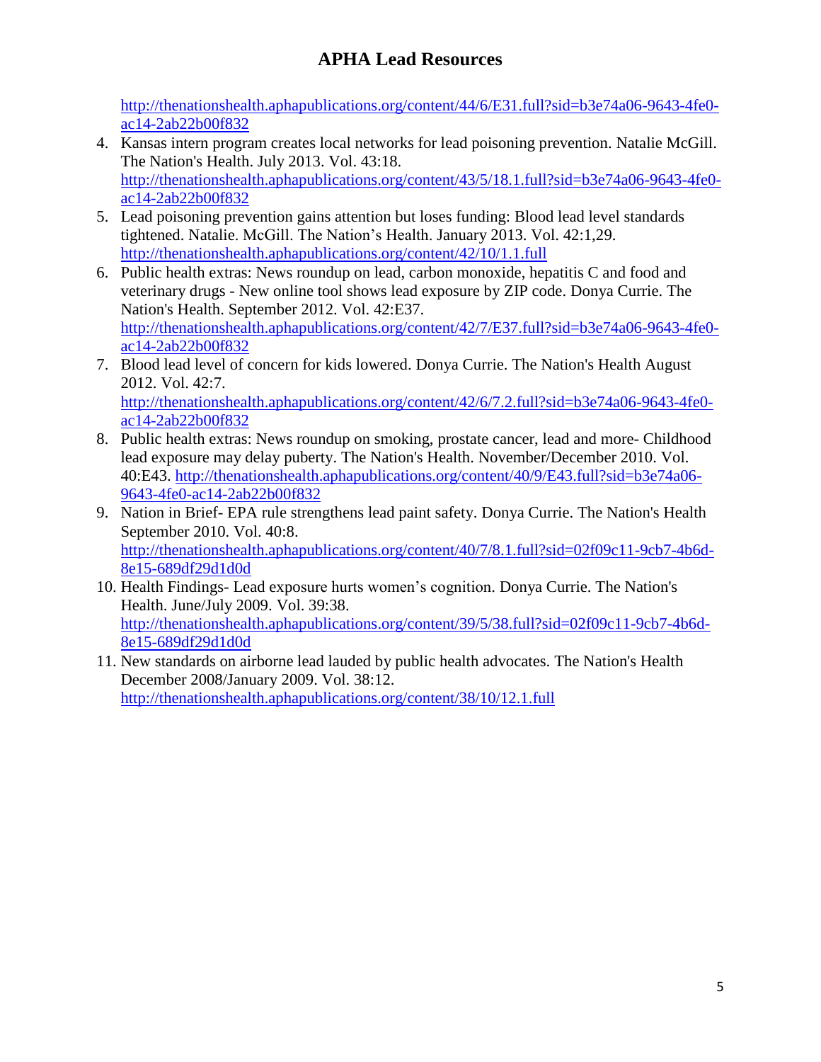http://thenationshealth.aphapublications.org/content/44/6/E31.full?sid=b3e74a06-9643-4fe0-ac14-2ab22b00f832

4. Kansas intern program creates local networks for lead poisoning prevention. Natalie McGill. The Nation's Health. July 2013. Vol. 43:18. http://thenationshealth.aphapublications.org/content/43/5/18.1.full?sid=b3e74a06-9643-4fe0-ac14-2ab22b00f832
5. Lead poisoning prevention gains attention but loses funding: Blood lead level standards tightened. Natalie. McGill. The Nation's Health. January 2013. Vol. 42:1,29. http://thenationshealth.aphapublications.org/content/42/10/1.1.full
6. Public health extras: News roundup on lead, carbon monoxide, hepatitis C and food and veterinary drugs - New online tool shows lead exposure by ZIP code. Donya Currie. The Nation's Health. September 2012. Vol. 42:E37. http://thenationshealth.aphapublications.org/content/42/7/E37.full?sid=b3e74a06-9643-4fe0-ac14-2ab22b00f832
7. Blood lead level of concern for kids lowered. Donya Currie. The Nation's Health August 2012. Vol. 42:7. http://thenationshealth.aphapublications.org/content/42/6/7.2.full?sid=b3e74a06-9643-4fe0-ac14-2ab22b00f832
8. Public health extras: News roundup on smoking, prostate cancer, lead and more- Childhood lead exposure may delay puberty. The Nation's Health. November/December 2010. Vol. 40:E43. http://thenationshealth.aphapublications.org/content/40/9/E43.full?sid=b3e74a06-9643-4fe0-ac14-2ab22b00f832
9. Nation in Brief- EPA rule strengthens lead paint safety. Donya Currie. The Nation's Health September 2010. Vol. 40:8. http://thenationshealth.aphapublications.org/content/40/7/8.1.full?sid=02f09c11-9cb7-4b6d-8e15-689df29d1d0d
10. Health Findings- Lead exposure hurts women's cognition. Donya Currie. The Nation's Health. June/July 2009. Vol. 39:38. http://thenationshealth.aphapublications.org/content/39/5/38.full?sid=02f09c11-9cb7-4b6d-8e15-689df29d1d0d
11. New standards on airborne lead lauded by public health advocates. The Nation's Health December 2008/January 2009. Vol. 38:12. http://thenationshealth.aphapublications.org/content/38/10/12.1.full